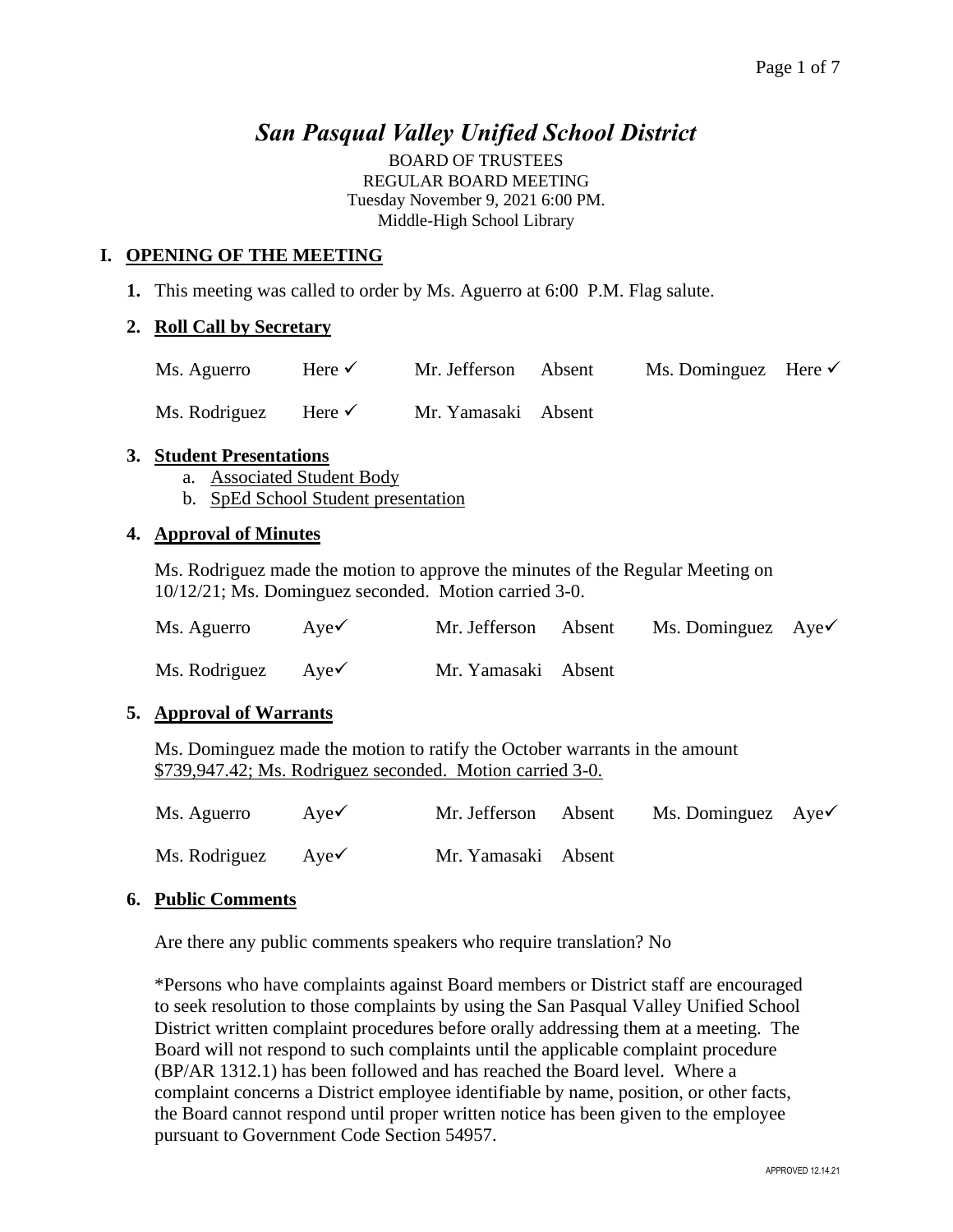# *San Pasqual Valley Unified School District*

BOARD OF TRUSTEES
REGULAR BOARD MEETING
Tuesday November 9, 2021 6:00 PM.
Middle-High School Library

## I. OPENING OF THE MEETING

**1.** This meeting was called to order by Ms. Aguerro at 6:00 P.M. Flag salute.

**2. Roll Call by Secretary**

| | | | | | |
|---|---|---|---|---|---|
| Ms. Aguerro | Here ✓ | Mr. Jefferson | Absent | Ms. Dominguez | Here ✓ |
| Ms. Rodriguez | Here ✓ | Mr. Yamasaki | Absent | | |

**3. Student Presentations**

a. Associated Student Body
b. SpEd School Student presentation

**4. Approval of Minutes**

Ms. Rodriguez made the motion to approve the minutes of the Regular Meeting on 10/12/21; Ms. Dominguez seconded. Motion carried 3-0.

| | | | | | |
|---|---|---|---|---|---|
| Ms. Aguerro | Aye✓ | Mr. Jefferson | Absent | Ms. Dominguez | Aye✓ |
| Ms. Rodriguez | Aye✓ | Mr. Yamasaki | Absent | | |

**5. Approval of Warrants**

Ms. Dominguez made the motion to ratify the October warrants in the amount $739,947.42; Ms. Rodriguez seconded. Motion carried 3-0.

| | | | | | |
|---|---|---|---|---|---|
| Ms. Aguerro | Aye✓ | Mr. Jefferson | Absent | Ms. Dominguez | Aye✓ |
| Ms. Rodriguez | Aye✓ | Mr. Yamasaki | Absent | | |

**6. Public Comments**

Are there any public comments speakers who require translation? No

*Persons who have complaints against Board members or District staff are encouraged to seek resolution to those complaints by using the San Pasqual Valley Unified School District written complaint procedures before orally addressing them at a meeting. The Board will not respond to such complaints until the applicable complaint procedure (BP/AR 1312.1) has been followed and has reached the Board level. Where a complaint concerns a District employee identifiable by name, position, or other facts, the Board cannot respond until proper written notice has been given to the employee pursuant to Government Code Section 54957.

APPROVED 12.14.21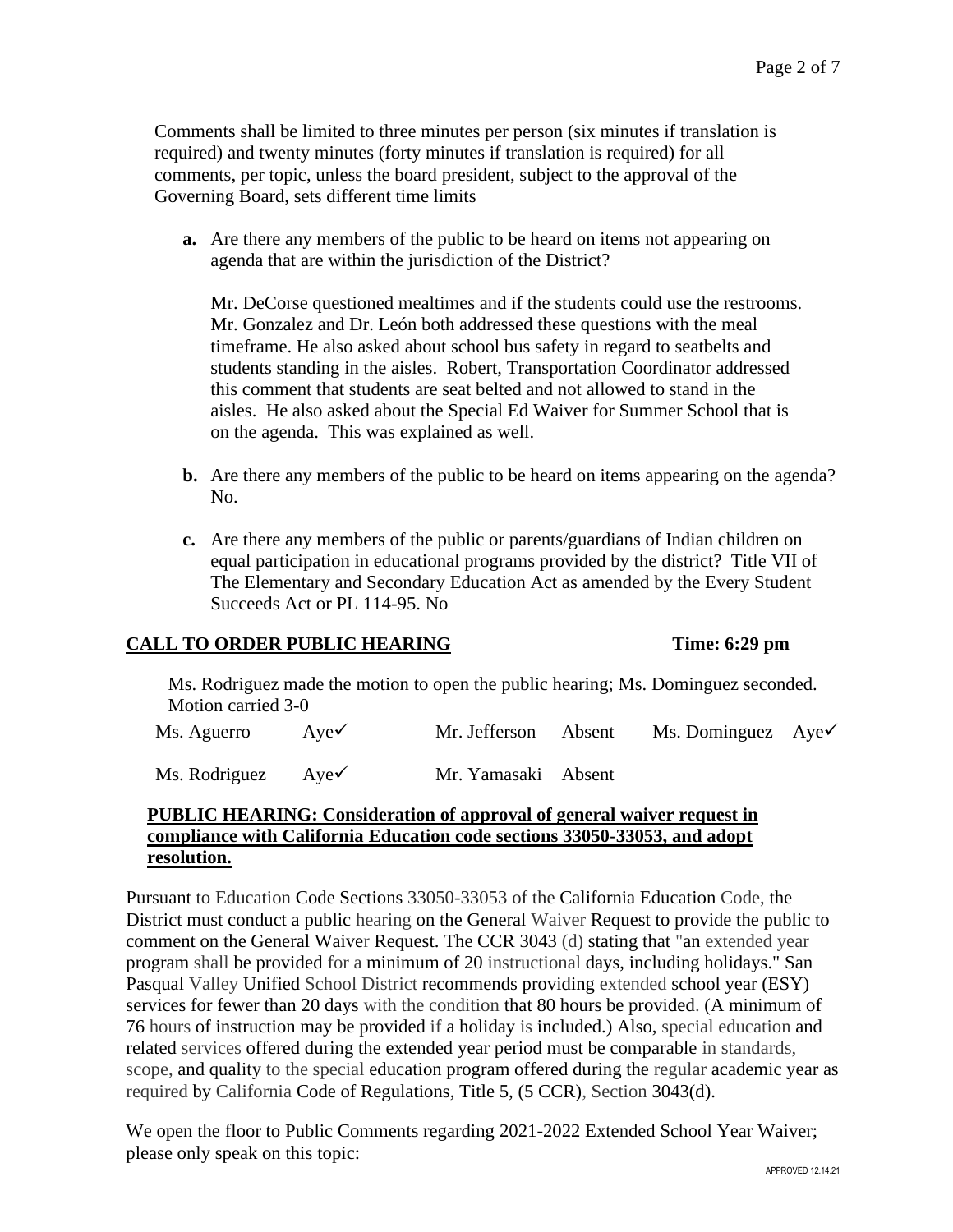Comments shall be limited to three minutes per person (six minutes if translation is required) and twenty minutes (forty minutes if translation is required) for all comments, per topic, unless the board president, subject to the approval of the Governing Board, sets different time limits

**a.** Are there any members of the public to be heard on items not appearing on agenda that are within the jurisdiction of the District?

Mr. DeCorse questioned mealtimes and if the students could use the restrooms. Mr. Gonzalez and Dr. León both addressed these questions with the meal timeframe. He also asked about school bus safety in regard to seatbelts and students standing in the aisles. Robert, Transportation Coordinator addressed this comment that students are seat belted and not allowed to stand in the aisles. He also asked about the Special Ed Waiver for Summer School that is on the agenda. This was explained as well.

**b.** Are there any members of the public to be heard on items appearing on the agenda? No.

**c.** Are there any members of the public or parents/guardians of Indian children on equal participation in educational programs provided by the district? Title VII of The Elementary and Secondary Education Act as amended by the Every Student Succeeds Act or PL 114-95. No

**CALL TO ORDER PUBLIC HEARING** **Time: 6:29 pm**

Ms. Rodriguez made the motion to open the public hearing; Ms. Dominguez seconded. Motion carried 3-0

| | | | | | |
|---|---|---|---|---|---|
| Ms. Aguerro | Aye✓ | Mr. Jefferson | Absent | Ms. Dominguez | Aye✓ |
| Ms. Rodriguez | Aye✓ | Mr. Yamasaki | Absent | | |

**PUBLIC HEARING: Consideration of approval of general waiver request in compliance with California Education code sections 33050-33053, and adopt resolution.**

Pursuant to Education Code Sections 33050-33053 of the California Education Code, the District must conduct a public hearing on the General Waiver Request to provide the public to comment on the General Waiver Request. The CCR 3043 (d) stating that "an extended year program shall be provided for a minimum of 20 instructional days, including holidays." San Pasqual Valley Unified School District recommends providing extended school year (ESY) services for fewer than 20 days with the condition that 80 hours be provided. (A minimum of 76 hours of instruction may be provided if a holiday is included.) Also, special education and related services offered during the extended year period must be comparable in standards, scope, and quality to the special education program offered during the regular academic year as required by California Code of Regulations, Title 5, (5 CCR), Section 3043(d).

We open the floor to Public Comments regarding 2021-2022 Extended School Year Waiver; please only speak on this topic:

APPROVED 12.14.21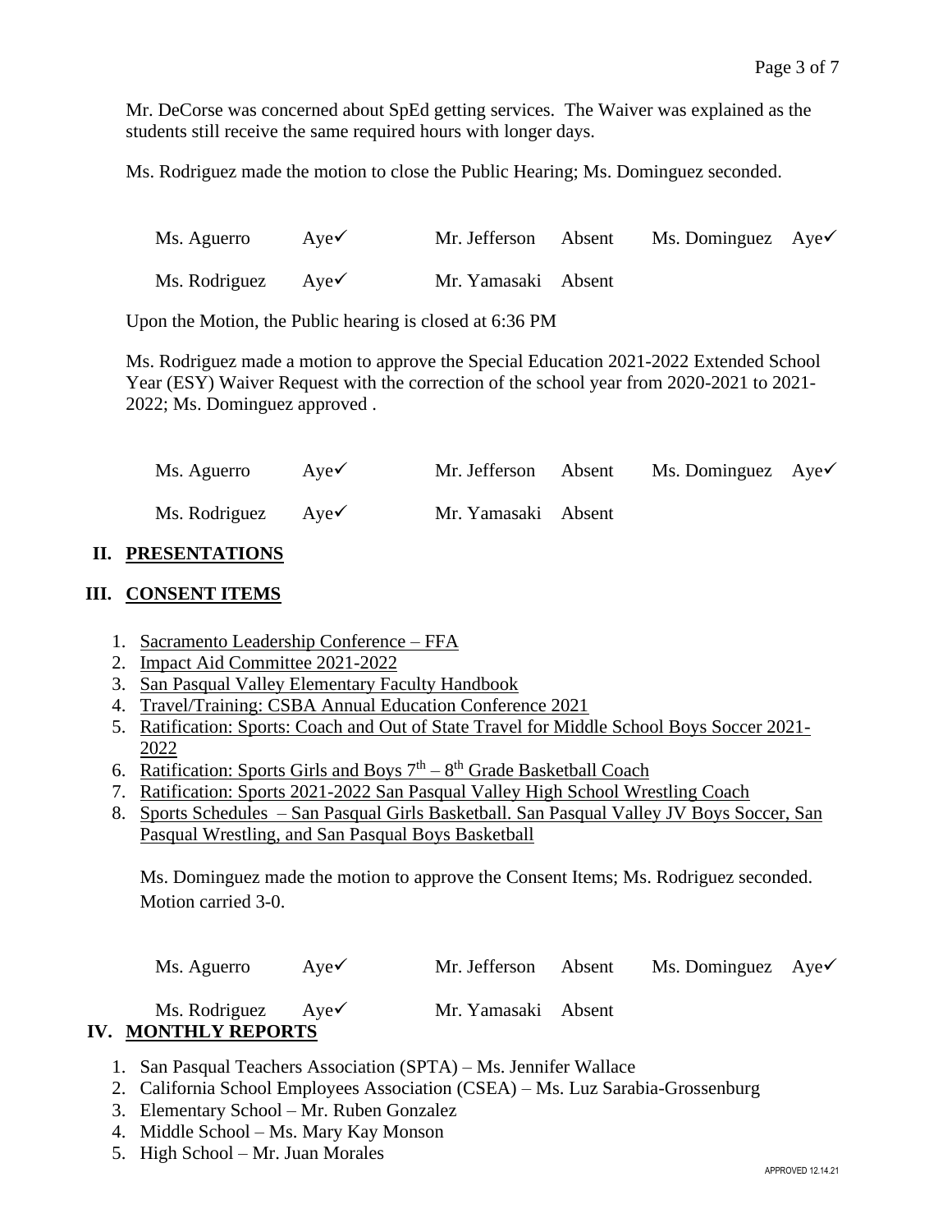Mr. DeCorse was concerned about SpEd getting services. The Waiver was explained as the students still receive the same required hours with longer days.

Ms. Rodriguez made the motion to close the Public Hearing; Ms. Dominguez seconded.

| | | | | | |
|---|---|---|---|---|---|
| Ms. Aguerro | Aye✓ | Mr. Jefferson | Absent | Ms. Dominguez | Aye✓ |
| Ms. Rodriguez | Aye✓ | Mr. Yamasaki | Absent | | |

Upon the Motion, the Public hearing is closed at 6:36 PM

Ms. Rodriguez made a motion to approve the Special Education 2021-2022 Extended School Year (ESY) Waiver Request with the correction of the school year from 2020-2021 to 2021-2022; Ms. Dominguez approved .

| | | | | | |
|---|---|---|---|---|---|
| Ms. Aguerro | Aye✓ | Mr. Jefferson | Absent | Ms. Dominguez | Aye✓ |
| Ms. Rodriguez | Aye✓ | Mr. Yamasaki | Absent | | |

## II. PRESENTATIONS

## III. CONSENT ITEMS

1. Sacramento Leadership Conference – FFA
2. Impact Aid Committee 2021-2022
3. San Pasqual Valley Elementary Faculty Handbook
4. Travel/Training: CSBA Annual Education Conference 2021
5. Ratification: Sports: Coach and Out of State Travel for Middle School Boys Soccer 2021-2022
6. Ratification: Sports Girls and Boys 7th – 8th Grade Basketball Coach
7. Ratification: Sports 2021-2022 San Pasqual Valley High School Wrestling Coach
8. Sports Schedules – San Pasqual Girls Basketball. San Pasqual Valley JV Boys Soccer, San Pasqual Wrestling, and San Pasqual Boys Basketball

Ms. Dominguez made the motion to approve the Consent Items; Ms. Rodriguez seconded. Motion carried 3-0.

| | | | | | |
|---|---|---|---|---|---|
| Ms. Aguerro | Aye✓ | Mr. Jefferson | Absent | Ms. Dominguez | Aye✓ |
| Ms. Rodriguez | Aye✓ | Mr. Yamasaki | Absent | | |

## IV. MONTHLY REPORTS

1. San Pasqual Teachers Association (SPTA) – Ms. Jennifer Wallace
2. California School Employees Association (CSEA) – Ms. Luz Sarabia-Grossenburg
3. Elementary School – Mr. Ruben Gonzalez
4. Middle School – Ms. Mary Kay Monson
5. High School – Mr. Juan Morales

APPROVED 12.14.21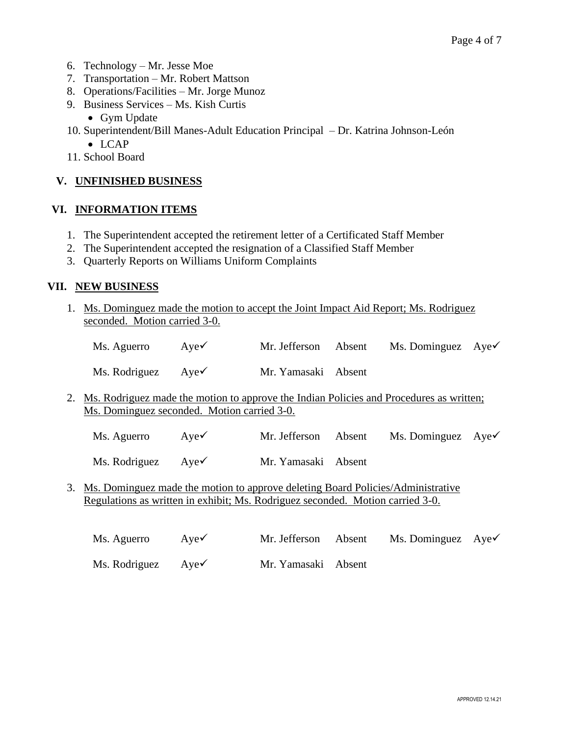6. Technology – Mr. Jesse Moe
7. Transportation – Mr. Robert Mattson
8. Operations/Facilities – Mr. Jorge Munoz
9. Business Services – Ms. Kish Curtis
   - Gym Update
10. Superintendent/Bill Manes-Adult Education Principal – Dr. Katrina Johnson-León
    - LCAP
11. School Board

## V. UNFINISHED BUSINESS

## VI. INFORMATION ITEMS

1. The Superintendent accepted the retirement letter of a Certificated Staff Member
2. The Superintendent accepted the resignation of a Classified Staff Member
3. Quarterly Reports on Williams Uniform Complaints

## VII. NEW BUSINESS

1. Ms. Dominguez made the motion to accept the Joint Impact Aid Report; Ms. Rodriguez seconded. Motion carried 3-0.

| | | | | | |
|---|---|---|---|---|---|
| Ms. Aguerro | Aye✓ | Mr. Jefferson | Absent | Ms. Dominguez | Aye✓ |
| Ms. Rodriguez | Aye✓ | Mr. Yamasaki | Absent | | |

2. Ms. Rodriguez made the motion to approve the Indian Policies and Procedures as written; Ms. Dominguez seconded. Motion carried 3-0.

| | | | | | |
|---|---|---|---|---|---|
| Ms. Aguerro | Aye✓ | Mr. Jefferson | Absent | Ms. Dominguez | Aye✓ |
| Ms. Rodriguez | Aye✓ | Mr. Yamasaki | Absent | | |

3. Ms. Dominguez made the motion to approve deleting Board Policies/Administrative Regulations as written in exhibit; Ms. Rodriguez seconded. Motion carried 3-0.

| | | | | | |
|---|---|---|---|---|---|
| Ms. Aguerro | Aye✓ | Mr. Jefferson | Absent | Ms. Dominguez | Aye✓ |
| Ms. Rodriguez | Aye✓ | Mr. Yamasaki | Absent | | |

APPROVED 12.14.21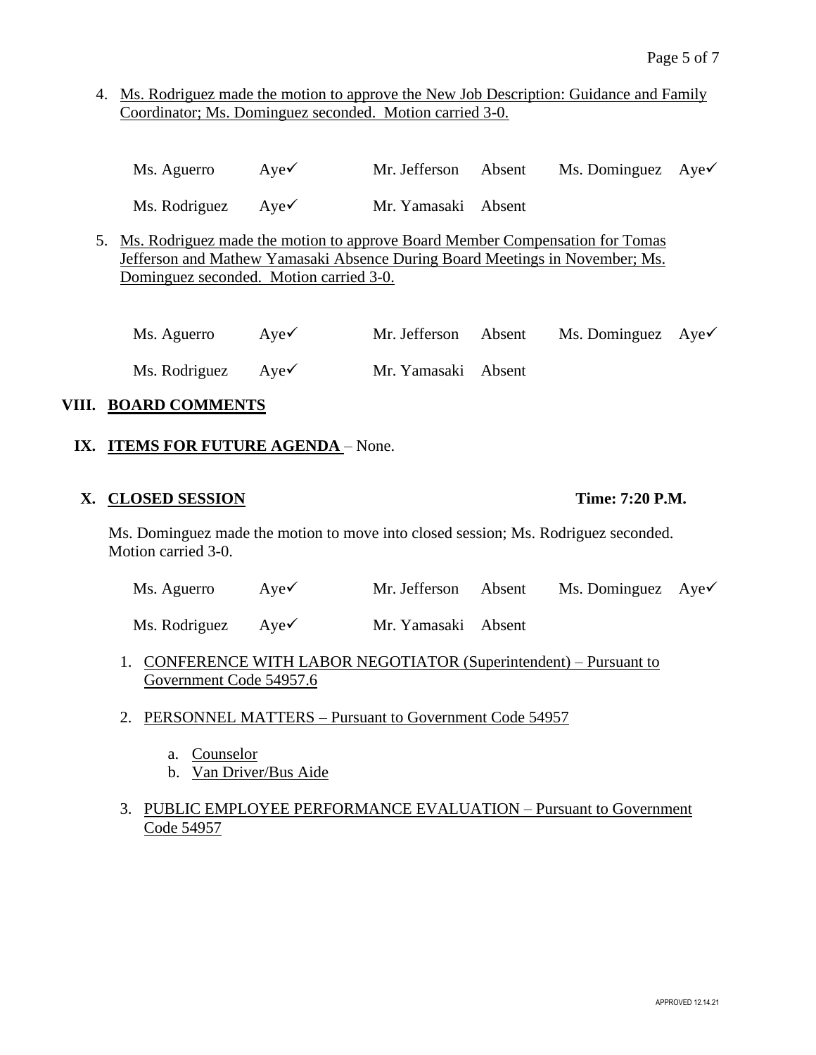4. Ms. Rodriguez made the motion to approve the New Job Description: Guidance and Family Coordinator; Ms. Dominguez seconded. Motion carried 3-0.

| | | | | | |
|---|---|---|---|---|---|
| Ms. Aguerro | Aye✓ | Mr. Jefferson | Absent | Ms. Dominguez | Aye✓ |
| Ms. Rodriguez | Aye✓ | Mr. Yamasaki | Absent | | |

5. Ms. Rodriguez made the motion to approve Board Member Compensation for Tomas Jefferson and Mathew Yamasaki Absence During Board Meetings in November; Ms. Dominguez seconded. Motion carried 3-0.

| | | | | | |
|---|---|---|---|---|---|
| Ms. Aguerro | Aye✓ | Mr. Jefferson | Absent | Ms. Dominguez | Aye✓ |
| Ms. Rodriguez | Aye✓ | Mr. Yamasaki | Absent | | |

## VIII. BOARD COMMENTS

## IX. ITEMS FOR FUTURE AGENDA – None.

## X. CLOSED SESSION — Time: 7:20 P.M.

Ms. Dominguez made the motion to move into closed session; Ms. Rodriguez seconded. Motion carried 3-0.

| | | | | | |
|---|---|---|---|---|---|
| Ms. Aguerro | Aye✓ | Mr. Jefferson | Absent | Ms. Dominguez | Aye✓ |
| Ms. Rodriguez | Aye✓ | Mr. Yamasaki | Absent | | |

1. CONFERENCE WITH LABOR NEGOTIATOR (Superintendent) – Pursuant to Government Code 54957.6

2. PERSONNEL MATTERS – Pursuant to Government Code 54957

   a. Counselor
   b. Van Driver/Bus Aide

3. PUBLIC EMPLOYEE PERFORMANCE EVALUATION – Pursuant to Government Code 54957

APPROVED 12.14.21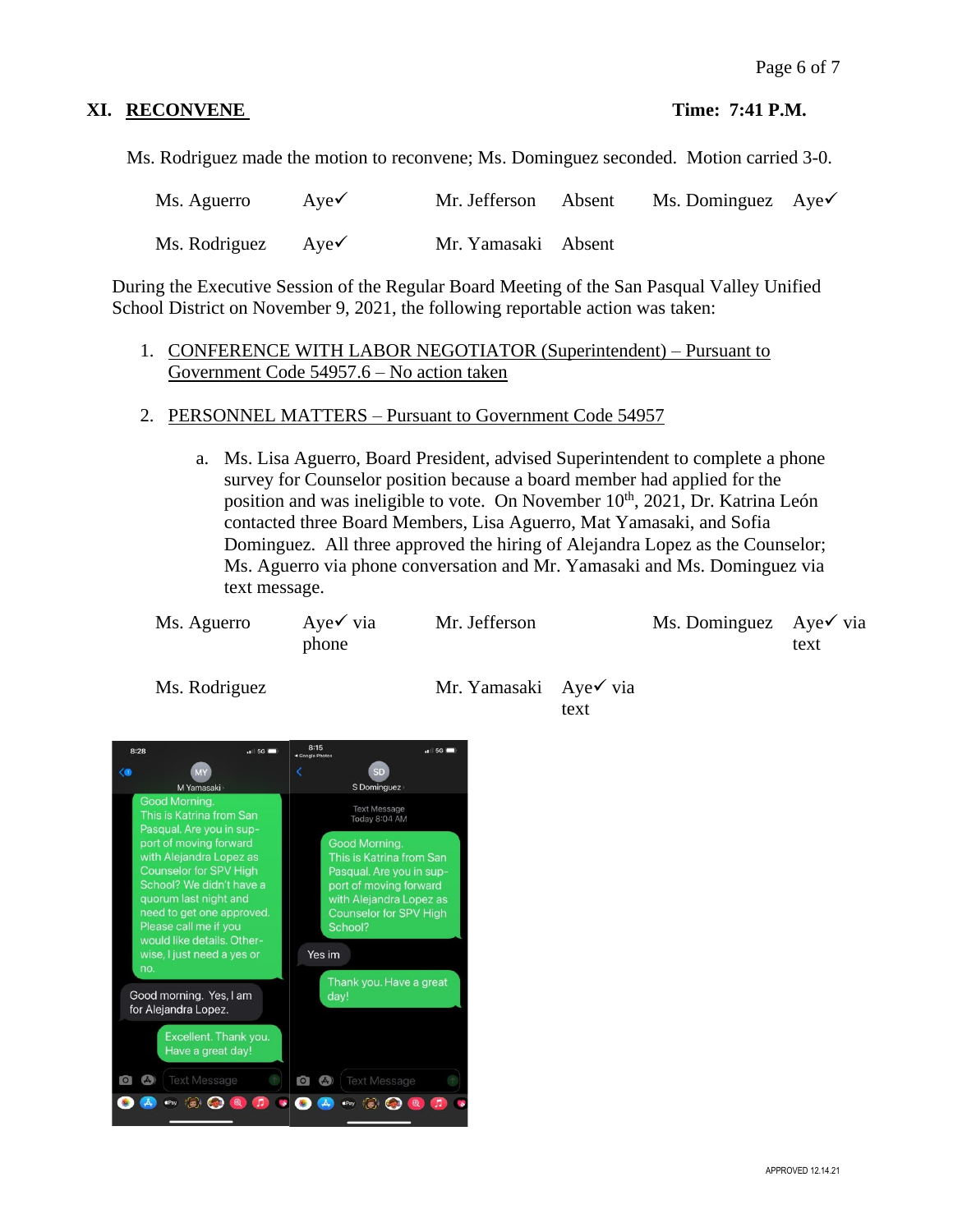## XI. RECONVENE

**Time: 7:41 P.M.**

Ms. Rodriguez made the motion to reconvene; Ms. Dominguez seconded. Motion carried 3-0.

| | | | | | |
|---|---|---|---|---|---|
| Ms. Aguerro | Aye✓ | Mr. Jefferson | Absent | Ms. Dominguez | Aye✓ |
| Ms. Rodriguez | Aye✓ | Mr. Yamasaki | Absent | | |

During the Executive Session of the Regular Board Meeting of the San Pasqual Valley Unified School District on November 9, 2021, the following reportable action was taken:

1. CONFERENCE WITH LABOR NEGOTIATOR (Superintendent) – Pursuant to Government Code 54957.6 – No action taken

2. PERSONNEL MATTERS – Pursuant to Government Code 54957

   a. Ms. Lisa Aguerro, Board President, advised Superintendent to complete a phone survey for Counselor position because a board member had applied for the position and was ineligible to vote. On November 10th, 2021, Dr. Katrina León contacted three Board Members, Lisa Aguerro, Mat Yamasaki, and Sofia Dominguez. All three approved the hiring of Alejandra Lopez as the Counselor; Ms. Aguerro via phone conversation and Mr. Yamasaki and Ms. Dominguez via text message.

| | | | | | |
|---|---|---|---|---|---|
| Ms. Aguerro | Aye✓ via phone | Mr. Jefferson | | Ms. Dominguez | Aye✓ via text |
| Ms. Rodriguez | | Mr. Yamasaki | Aye✓ via text | | |

M Yamasaki

Good Morning.
This is Katrina from San Pasqual. Are you in support of moving forward with Alejandra Lopez as Counselor for SPV High School? We didn't have a quorum last night and need to get one approved. Please call me if you would like details. Otherwise, I just need a yes or no.

Good morning. Yes, I am for Alejandra Lopez.

Excellent. Thank you. Have a great day!

S Dominguez

Text Message
Today 8:04 AM

Good Morning.
This is Katrina from San Pasqual. Are you in support of moving forward with Alejandra Lopez as Counselor for SPV High School?

Yes im

Thank you. Have a great day!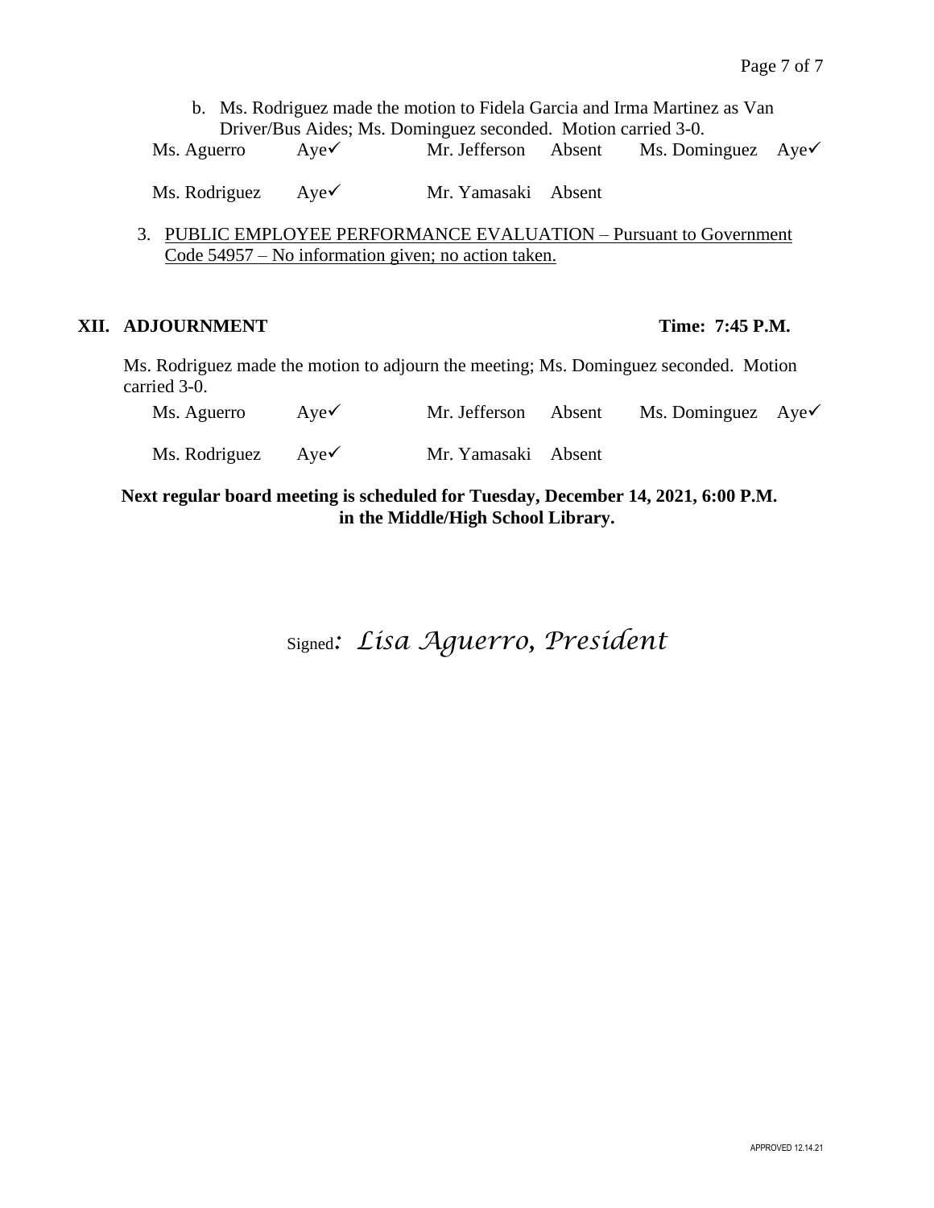b. Ms. Rodriguez made the motion to Fidela Garcia and Irma Martinez as Van Driver/Bus Aides; Ms. Dominguez seconded. Motion carried 3-0.

| | | | | | |
|---|---|---|---|---|---|
| Ms. Aguerro | Aye✓ | Mr. Jefferson | Absent | Ms. Dominguez | Aye✓ |
| Ms. Rodriguez | Aye✓ | Mr. Yamasaki | Absent | | |

3. PUBLIC EMPLOYEE PERFORMANCE EVALUATION – Pursuant to Government Code 54957 – No information given; no action taken.

## XII. ADJOURNMENT **Time: 7:45 P.M.**

Ms. Rodriguez made the motion to adjourn the meeting; Ms. Dominguez seconded. Motion carried 3-0.

| | | | | | |
|---|---|---|---|---|---|
| Ms. Aguerro | Aye✓ | Mr. Jefferson | Absent | Ms. Dominguez | Aye✓ |
| Ms. Rodriguez | Aye✓ | Mr. Yamasaki | Absent | | |

**Next regular board meeting is scheduled for Tuesday, December 14, 2021, 6:00 P.M. in the Middle/High School Library.**

Signed: *Lisa Aguerro, President*

APPROVED 12.14.21